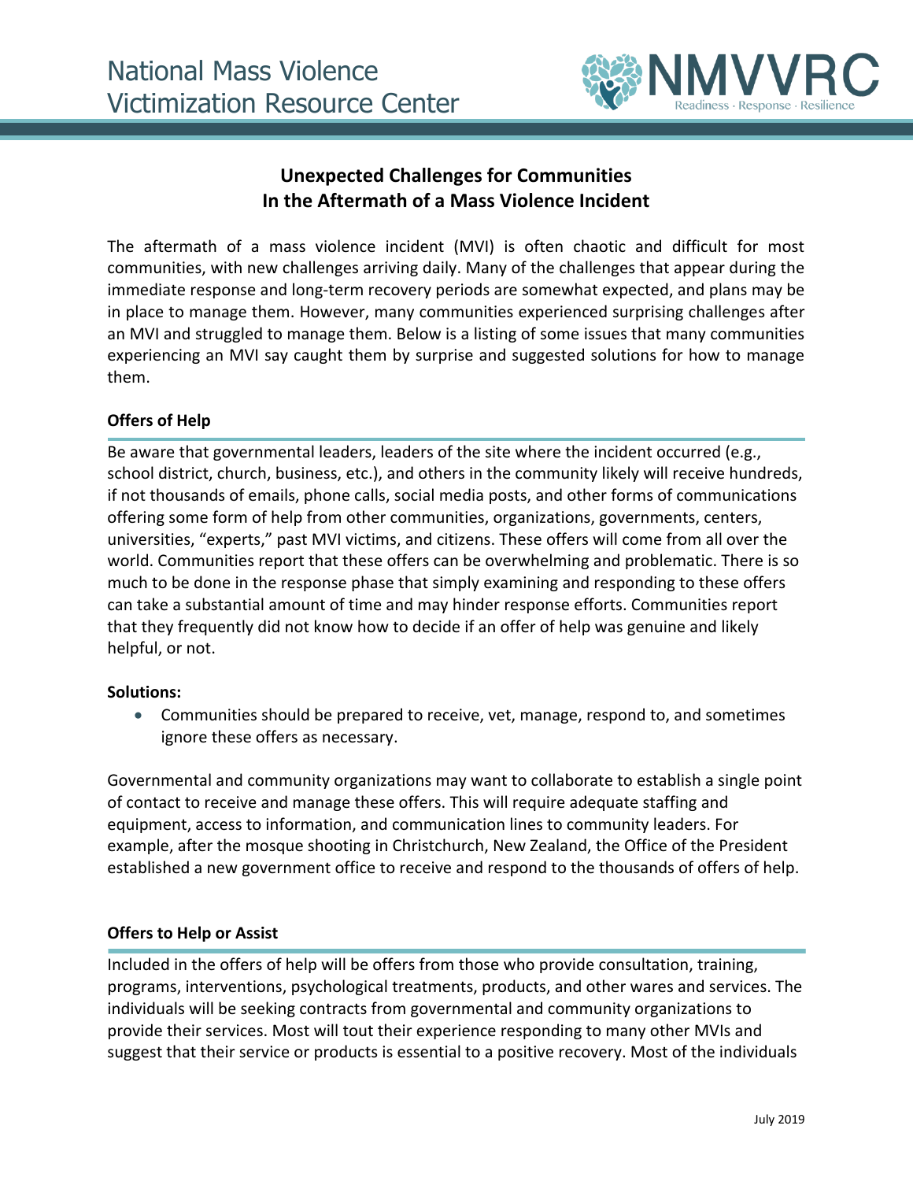# Unexpected Challenges for Communities In the Aftermath of a Mass Violence Incident

The aftermath of a mass violence incident (MVI) is often chaotic and difficult for most communities, with new challenges arriving daily. Many of the challenges that appear during the immediate response and long-term recovery periods are somewhat expected, and plans may be in place to manage them. However, many communities experienced surprising challenges after an MVI and struggled to manage them. Below is a listing of some issues that many communities experiencing an MVI say caught them by surprise and suggested solutions for how to manage them.

## Offers of Help

Be aware that governmental leaders, leaders of the site where the incident occurred (e.g., school district, church, business, etc.), and others in the community likely will receive hundreds, if not thousands of emails, phone calls, social media posts, and other forms of communications offering some form of help from other communities, organizations, governments, centers, universities, "experts," past MVI victims, and citizens. These offers will come from all over the world. Communities report that these offers can be overwhelming and problematic. There is so much to be done in the response phase that simply examining and responding to these offers can take a substantial amount of time and may hinder response efforts. Communities report that they frequently did not know how to decide if an offer of help was genuine and likely helpful, or not.

**Solutions:**

- Communities should be prepared to receive, vet, manage, respond to, and sometimes ignore these offers as necessary.

Governmental and community organizations may want to collaborate to establish a single point of contact to receive and manage these offers. This will require adequate staffing and equipment, access to information, and communication lines to community leaders. For example, after the mosque shooting in Christchurch, New Zealand, the Office of the President established a new government office to receive and respond to the thousands of offers of help.

## Offers to Help or Assist

Included in the offers of help will be offers from those who provide consultation, training, programs, interventions, psychological treatments, products, and other wares and services. The individuals will be seeking contracts from governmental and community organizations to provide their services. Most will tout their experience responding to many other MVIs and suggest that their service or products is essential to a positive recovery. Most of the individuals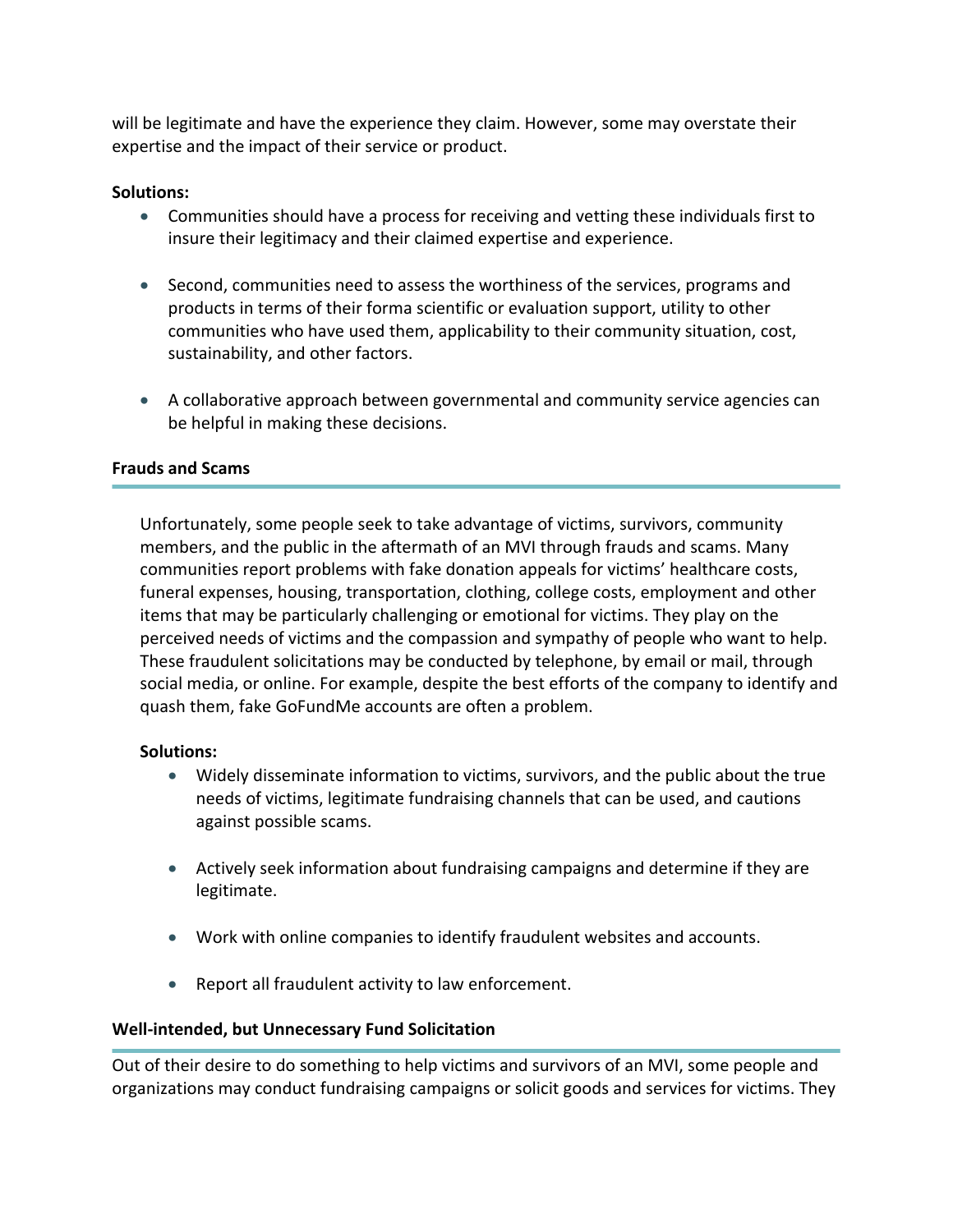will be legitimate and have the experience they claim. However, some may overstate their expertise and the impact of their service or product.

**Solutions:**

- Communities should have a process for receiving and vetting these individuals first to insure their legitimacy and their claimed expertise and experience.
- Second, communities need to assess the worthiness of the services, programs and products in terms of their forma scientific or evaluation support, utility to other communities who have used them, applicability to their community situation, cost, sustainability, and other factors.
- A collaborative approach between governmental and community service agencies can be helpful in making these decisions.

### Frauds and Scams

Unfortunately, some people seek to take advantage of victims, survivors, community members, and the public in the aftermath of an MVI through frauds and scams. Many communities report problems with fake donation appeals for victims' healthcare costs, funeral expenses, housing, transportation, clothing, college costs, employment and other items that may be particularly challenging or emotional for victims. They play on the perceived needs of victims and the compassion and sympathy of people who want to help. These fraudulent solicitations may be conducted by telephone, by email or mail, through social media, or online. For example, despite the best efforts of the company to identify and quash them, fake GoFundMe accounts are often a problem.

**Solutions:**

- Widely disseminate information to victims, survivors, and the public about the true needs of victims, legitimate fundraising channels that can be used, and cautions against possible scams.
- Actively seek information about fundraising campaigns and determine if they are legitimate.
- Work with online companies to identify fraudulent websites and accounts.
- Report all fraudulent activity to law enforcement.

### Well-intended, but Unnecessary Fund Solicitation

Out of their desire to do something to help victims and survivors of an MVI, some people and organizations may conduct fundraising campaigns or solicit goods and services for victims. They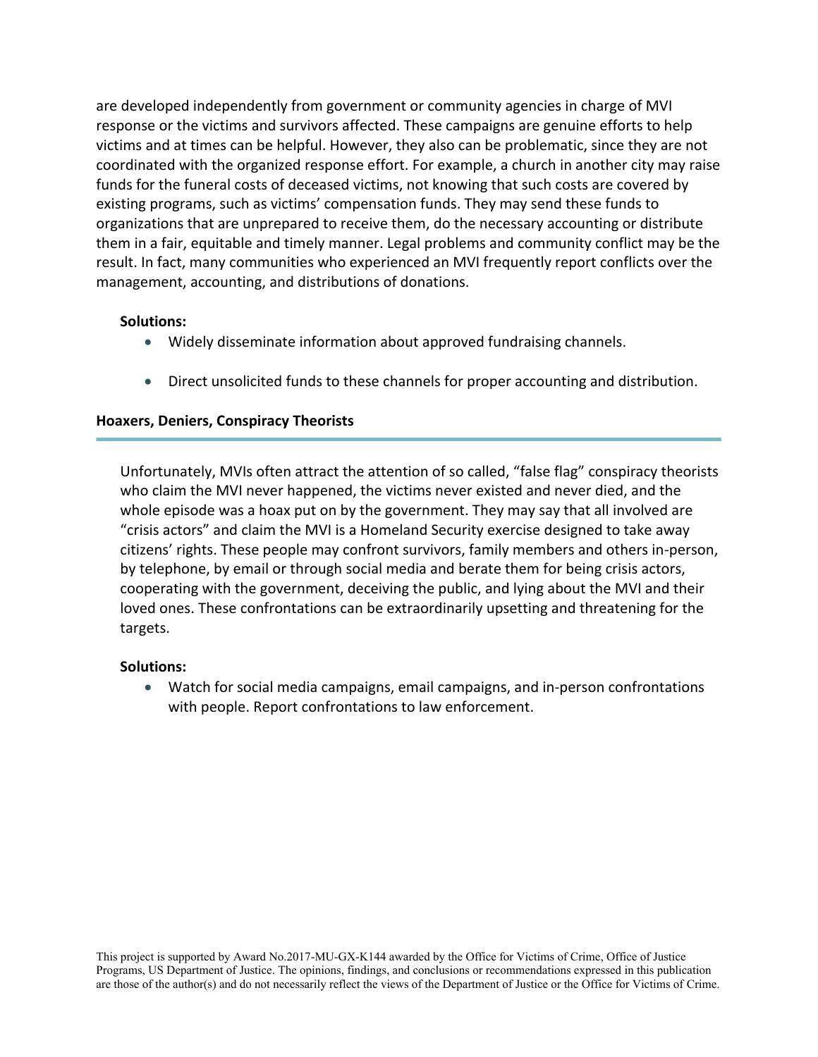are developed independently from government or community agencies in charge of MVI response or the victims and survivors affected. These campaigns are genuine efforts to help victims and at times can be helpful. However, they also can be problematic, since they are not coordinated with the organized response effort. For example, a church in another city may raise funds for the funeral costs of deceased victims, not knowing that such costs are covered by existing programs, such as victims' compensation funds. They may send these funds to organizations that are unprepared to receive them, do the necessary accounting or distribute them in a fair, equitable and timely manner. Legal problems and community conflict may be the result. In fact, many communities who experienced an MVI frequently report conflicts over the management, accounting, and distributions of donations.

**Solutions:**

- Widely disseminate information about approved fundraising channels.
- Direct unsolicited funds to these channels for proper accounting and distribution.

### Hoaxers, Deniers, Conspiracy Theorists

Unfortunately, MVIs often attract the attention of so called, "false flag" conspiracy theorists who claim the MVI never happened, the victims never existed and never died, and the whole episode was a hoax put on by the government. They may say that all involved are "crisis actors" and claim the MVI is a Homeland Security exercise designed to take away citizens' rights. These people may confront survivors, family members and others in-person, by telephone, by email or through social media and berate them for being crisis actors, cooperating with the government, deceiving the public, and lying about the MVI and their loved ones. These confrontations can be extraordinarily upsetting and threatening for the targets.

**Solutions:**

- Watch for social media campaigns, email campaigns, and in-person confrontations with people. Report confrontations to law enforcement.

This project is supported by Award No.2017-MU-GX-K144 awarded by the Office for Victims of Crime, Office of Justice Programs, US Department of Justice. The opinions, findings, and conclusions or recommendations expressed in this publication are those of the author(s) and do not necessarily reflect the views of the Department of Justice or the Office for Victims of Crime.